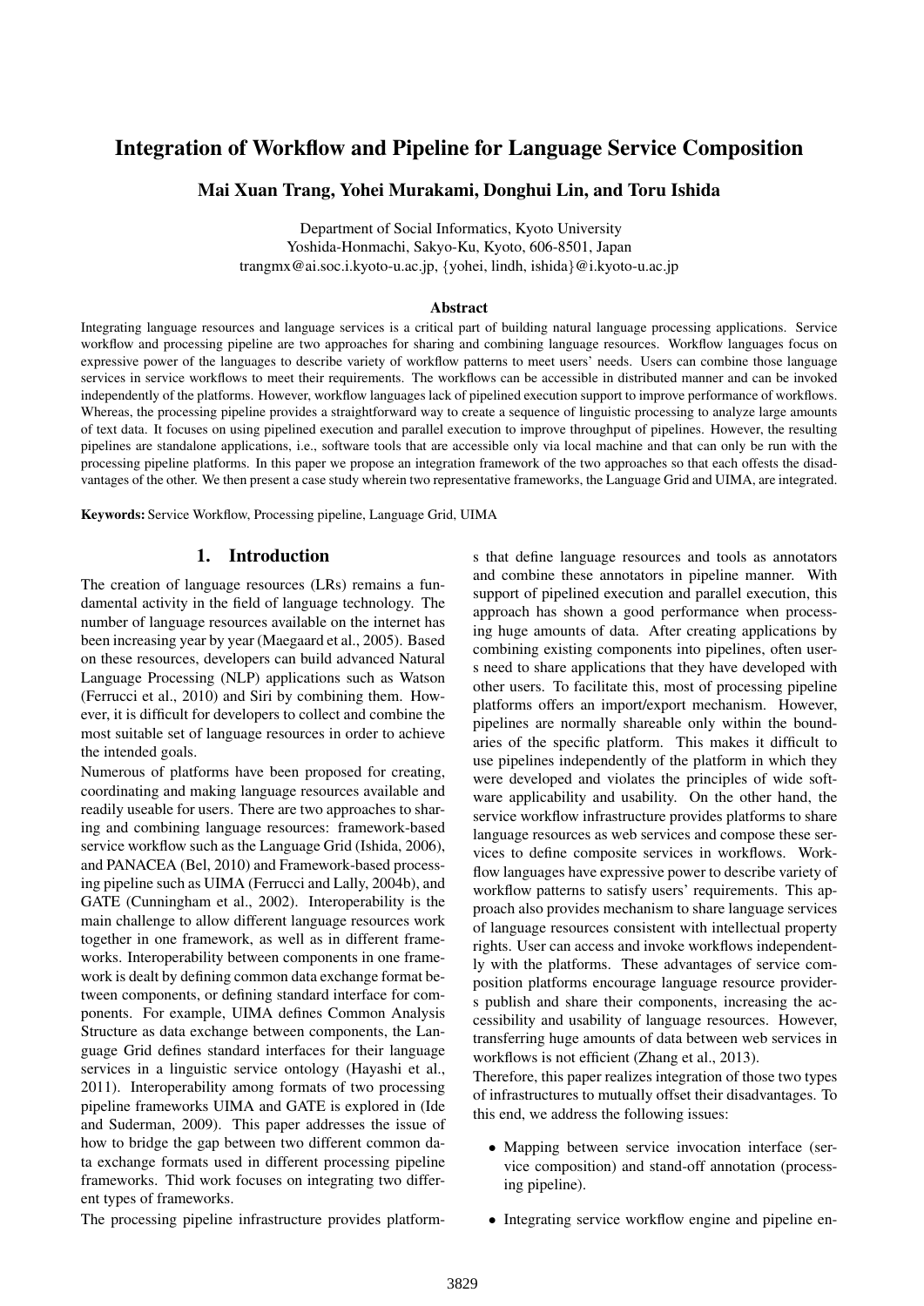# Integration of Workflow and Pipeline for Language Service Composition

**Mai Xuan Trang, Yohei Murakami, Donghui Lin, and Toru Ishida**

Department of Social Informatics, Kyoto University
Yoshida-Honmachi, Sakyo-Ku, Kyoto, 606-8501, Japan
trangmx@ai.soc.i.kyoto-u.ac.jp, {yohei, lindh, ishida}@i.kyoto-u.ac.jp

### Abstract

Integrating language resources and language services is a critical part of building natural language processing applications. Service workflow and processing pipeline are two approaches for sharing and combining language resources. Workflow languages focus on expressive power of the languages to describe variety of workflow patterns to meet users' needs. Users can combine those language services in service workflows to meet their requirements. The workflows can be accessible in distributed manner and can be invoked independently of the platforms. However, workflow languages lack of pipelined execution support to improve performance of workflows. Whereas, the processing pipeline provides a straightforward way to create a sequence of linguistic processing to analyze large amounts of text data. It focuses on using pipelined execution and parallel execution to improve throughput of pipelines. However, the resulting pipelines are standalone applications, i.e., software tools that are accessible only via local machine and that can only be run with the processing pipeline platforms. In this paper we propose an integration framework of the two approaches so that each offests the disadvantages of the other. We then present a case study wherein two representative frameworks, the Language Grid and UIMA, are integrated.

**Keywords:** Service Workflow, Processing pipeline, Language Grid, UIMA

## 1. Introduction

The creation of language resources (LRs) remains a fundamental activity in the field of language technology. The number of language resources available on the internet has been increasing year by year (Maegaard et al., 2005). Based on these resources, developers can build advanced Natural Language Processing (NLP) applications such as Watson (Ferrucci et al., 2010) and Siri by combining them. However, it is difficult for developers to collect and combine the most suitable set of language resources in order to achieve the intended goals.

Numerous of platforms have been proposed for creating, coordinating and making language resources available and readily useable for users. There are two approaches to sharing and combining language resources: framework-based service workflow such as the Language Grid (Ishida, 2006), and PANACEA (Bel, 2010) and Framework-based processing pipeline such as UIMA (Ferrucci and Lally, 2004b), and GATE (Cunningham et al., 2002). Interoperability is the main challenge to allow different language resources work together in one framework, as well as in different frameworks. Interoperability between components in one framework is dealt by defining common data exchange format between components, or defining standard interface for components. For example, UIMA defines Common Analysis Structure as data exchange between components, the Language Grid defines standard interfaces for their language services in a linguistic service ontology (Hayashi et al., 2011). Interoperability among formats of two processing pipeline frameworks UIMA and GATE is explored in (Ide and Suderman, 2009). This paper addresses the issue of how to bridge the gap between two different common data exchange formats used in different processing pipeline frameworks. Thid work focuses on integrating two different types of frameworks.

The processing pipeline infrastructure provides platforms that define language resources and tools as annotators and combine these annotators in pipeline manner. With support of pipelined execution and parallel execution, this approach has shown a good performance when processing huge amounts of data. After creating applications by combining existing components into pipelines, often users need to share applications that they have developed with other users. To facilitate this, most of processing pipeline platforms offers an import/export mechanism. However, pipelines are normally shareable only within the boundaries of the specific platform. This makes it difficult to use pipelines independently of the platform in which they were developed and violates the principles of wide software applicability and usability. On the other hand, the service workflow infrastructure provides platforms to share language resources as web services and compose these services to define composite services in workflows. Workflow languages have expressive power to describe variety of workflow patterns to satisfy users' requirements. This approach also provides mechanism to share language services of language resources consistent with intellectual property rights. User can access and invoke workflows independently with the platforms. These advantages of service composition platforms encourage language resource providers publish and share their components, increasing the accessibility and usability of language resources. However, transferring huge amounts of data between web services in workflows is not efficient (Zhang et al., 2013).

Therefore, this paper realizes integration of those two types of infrastructures to mutually offset their disadvantages. To this end, we address the following issues:

- Mapping between service invocation interface (service composition) and stand-off annotation (processing pipeline).
- Integrating service workflow engine and pipeline en-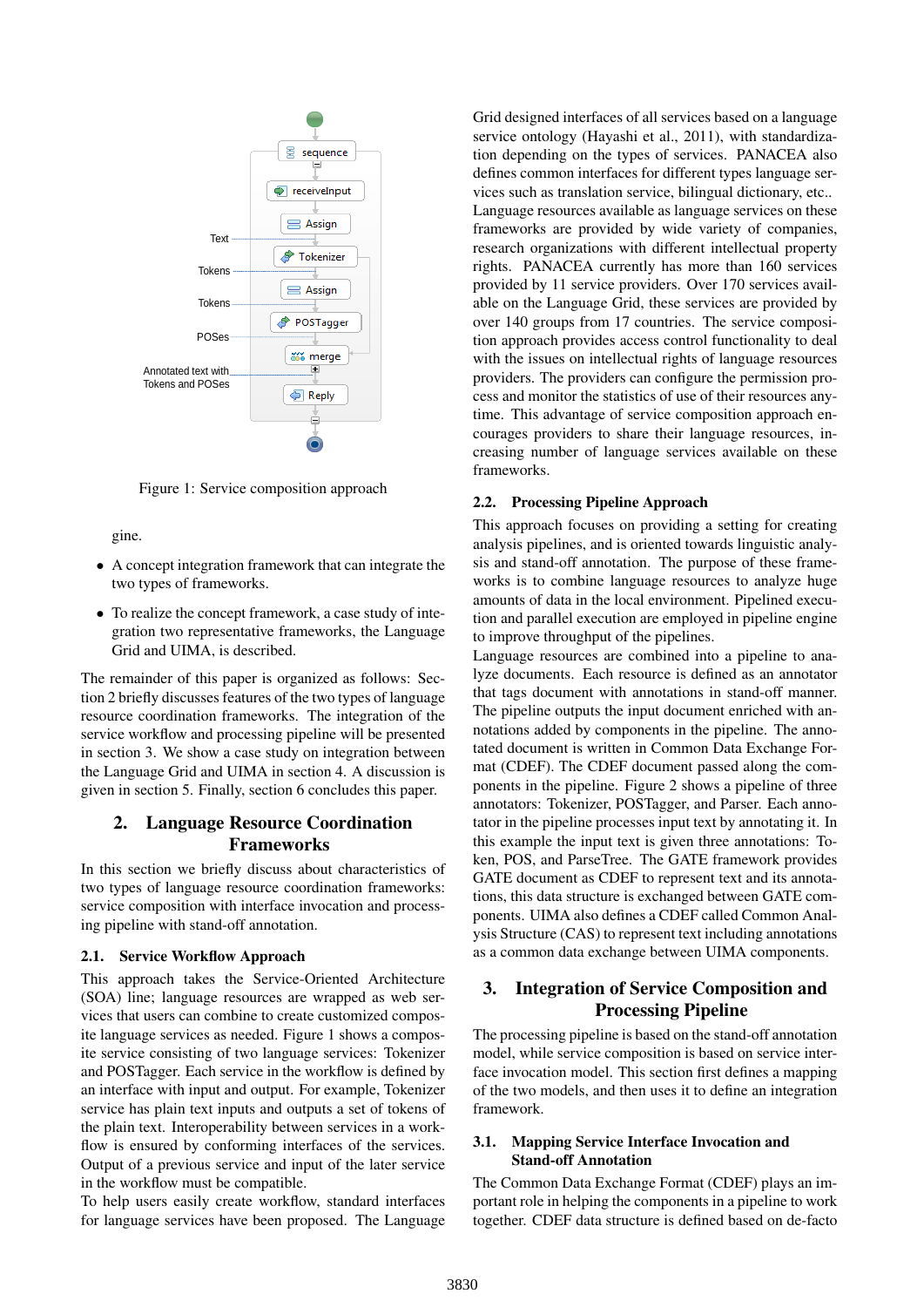Figure 1: Service composition approach

gine.

- A concept integration framework that can integrate the two types of frameworks.
- To realize the concept framework, a case study of integration two representative frameworks, the Language Grid and UIMA, is described.

The remainder of this paper is organized as follows: Section 2 briefly discusses features of the two types of language resource coordination frameworks. The integration of the service workflow and processing pipeline will be presented in section 3. We show a case study on integration between the Language Grid and UIMA in section 4. A discussion is given in section 5. Finally, section 6 concludes this paper.

## 2. Language Resource Coordination Frameworks

In this section we briefly discuss about characteristics of two types of language resource coordination frameworks: service composition with interface invocation and processing pipeline with stand-off annotation.

### 2.1. Service Workflow Approach

This approach takes the Service-Oriented Architecture (SOA) line; language resources are wrapped as web services that users can combine to create customized composite language services as needed. Figure 1 shows a composite service consisting of two language services: Tokenizer and POSTagger. Each service in the workflow is defined by an interface with input and output. For example, Tokenizer service has plain text inputs and outputs a set of tokens of the plain text. Interoperability between services in a workflow is ensured by conforming interfaces of the services. Output of a previous service and input of the later service in the workflow must be compatible.
To help users easily create workflow, standard interfaces for language services have been proposed. The Language Grid designed interfaces of all services based on a language service ontology (Hayashi et al., 2011), with standardization depending on the types of services. PANACEA also defines common interfaces for different types language services such as translation service, bilingual dictionary, etc..
Language resources available as language services on these frameworks are provided by wide variety of companies, research organizations with different intellectual property rights. PANACEA currently has more than 160 services provided by 11 service providers. Over 170 services available on the Language Grid, these services are provided by over 140 groups from 17 countries. The service composition approach provides access control functionality to deal with the issues on intellectual rights of language resources providers. The providers can configure the permission process and monitor the statistics of use of their resources anytime. This advantage of service composition approach encourages providers to share their language resources, increasing number of language services available on these frameworks.

### 2.2. Processing Pipeline Approach

This approach focuses on providing a setting for creating analysis pipelines, and is oriented towards linguistic analysis and stand-off annotation. The purpose of these frameworks is to combine language resources to analyze huge amounts of data in the local environment. Pipelined execution and parallel execution are employed in pipeline engine to improve throughput of the pipelines.
Language resources are combined into a pipeline to analyze documents. Each resource is defined as an annotator that tags document with annotations in stand-off manner. The pipeline outputs the input document enriched with annotations added by components in the pipeline. The annotated document is written in Common Data Exchange Format (CDEF). The CDEF document passed along the components in the pipeline. Figure 2 shows a pipeline of three annotators: Tokenizer, POSTagger, and Parser. Each annotator in the pipeline processes input text by annotating it. In this example the input text is given three annotations: Token, POS, and ParseTree. The GATE framework provides GATE document as CDEF to represent text and its annotations, this data structure is exchanged between GATE components. UIMA also defines a CDEF called Common Analysis Structure (CAS) to represent text including annotations as a common data exchange between UIMA components.

## 3. Integration of Service Composition and Processing Pipeline

The processing pipeline is based on the stand-off annotation model, while service composition is based on service interface invocation model. This section first defines a mapping of the two models, and then uses it to define an integration framework.

### 3.1. Mapping Service Interface Invocation and Stand-off Annotation

The Common Data Exchange Format (CDEF) plays an important role in helping the components in a pipeline to work together. CDEF data structure is defined based on de-facto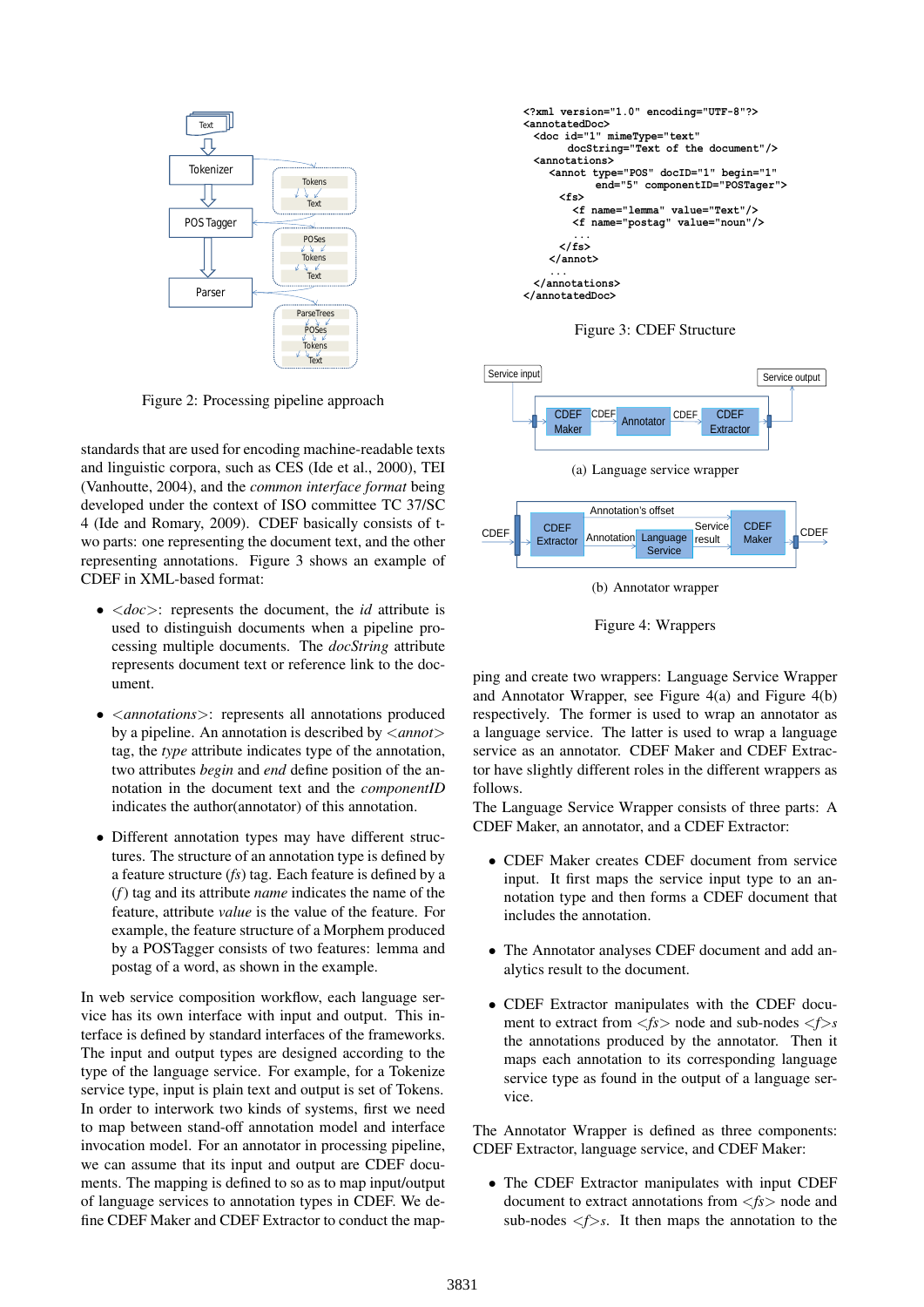Figure 2: Processing pipeline approach

standards that are used for encoding machine-readable texts and linguistic corpora, such as CES (Ide et al., 2000), TEI (Vanhoutte, 2004), and the *common interface format* being developed under the context of ISO committee TC 37/SC 4 (Ide and Romary, 2009). CDEF basically consists of two parts: one representing the document text, and the other representing annotations. Figure 3 shows an example of CDEF in XML-based format:

- <*doc*>: represents the document, the *id* attribute is used to distinguish documents when a pipeline processing multiple documents. The *docString* attribute represents document text or reference link to the document.

- <*annotations*>: represents all annotations produced by a pipeline. An annotation is described by <*annot*> tag, the *type* attribute indicates type of the annotation, two attributes *begin* and *end* define position of the annotation in the document text and the *componentID* indicates the author(annotator) of this annotation.

- Different annotation types may have different structures. The structure of an annotation type is defined by a feature structure (*fs*) tag. Each feature is defined by a (*f*) tag and its attribute *name* indicates the name of the feature, attribute *value* is the value of the feature. For example, the feature structure of a Morphem produced by a POSTagger consists of two features: lemma and postag of a word, as shown in the example.

In web service composition workflow, each language service has its own interface with input and output. This interface is defined by standard interfaces of the frameworks. The input and output types are designed according to the type of the language service. For example, for a Tokenize service type, input is plain text and output is set of Tokens. In order to interwork two kinds of systems, first we need to map between stand-off annotation model and interface invocation model. For an annotator in processing pipeline, we can assume that its input and output are CDEF documents. The mapping is defined to so as to map input/output of language services to annotation types in CDEF. We define CDEF Maker and CDEF Extractor to conduct the mapping and create two wrappers: Language Service Wrapper and Annotator Wrapper, see Figure 4(a) and Figure 4(b) respectively. The former is used to wrap an annotator as a language service. The latter is used to wrap a language service as an annotator. CDEF Maker and CDEF Extractor have slightly different roles in the different wrappers as follows.

```
<?xml version="1.0" encoding="UTF-8"?>
<annotatedDoc>
  <doc id="1" mimeType="text"
       docString="Text of the document"/>
  <annotations>
     <annot type="POS" docID="1" begin="1"
            end="5" componentID="POSTager">
       <fs>
         <f name="lemma" value="Text"/>
         <f name="postag" value="noun"/>
         ...
       </fs>
     </annot>
     ...
  </annotations>
</annotatedDoc>
```

Figure 3: CDEF Structure

(a) Language service wrapper

(b) Annotator wrapper

Figure 4: Wrappers

The Language Service Wrapper consists of three parts: A CDEF Maker, an annotator, and a CDEF Extractor:

- CDEF Maker creates CDEF document from service input. It first maps the service input type to an annotation type and then forms a CDEF document that includes the annotation.

- The Annotator analyses CDEF document and add analytics result to the document.

- CDEF Extractor manipulates with the CDEF document to extract from <*fs*> node and sub-nodes <*f*>*s* the annotations produced by the annotator. Then it maps each annotation to its corresponding language service type as found in the output of a language service.

The Annotator Wrapper is defined as three components: CDEF Extractor, language service, and CDEF Maker:

- The CDEF Extractor manipulates with input CDEF document to extract annotations from <*fs*> node and sub-nodes <*f*>*s*. It then maps the annotation to the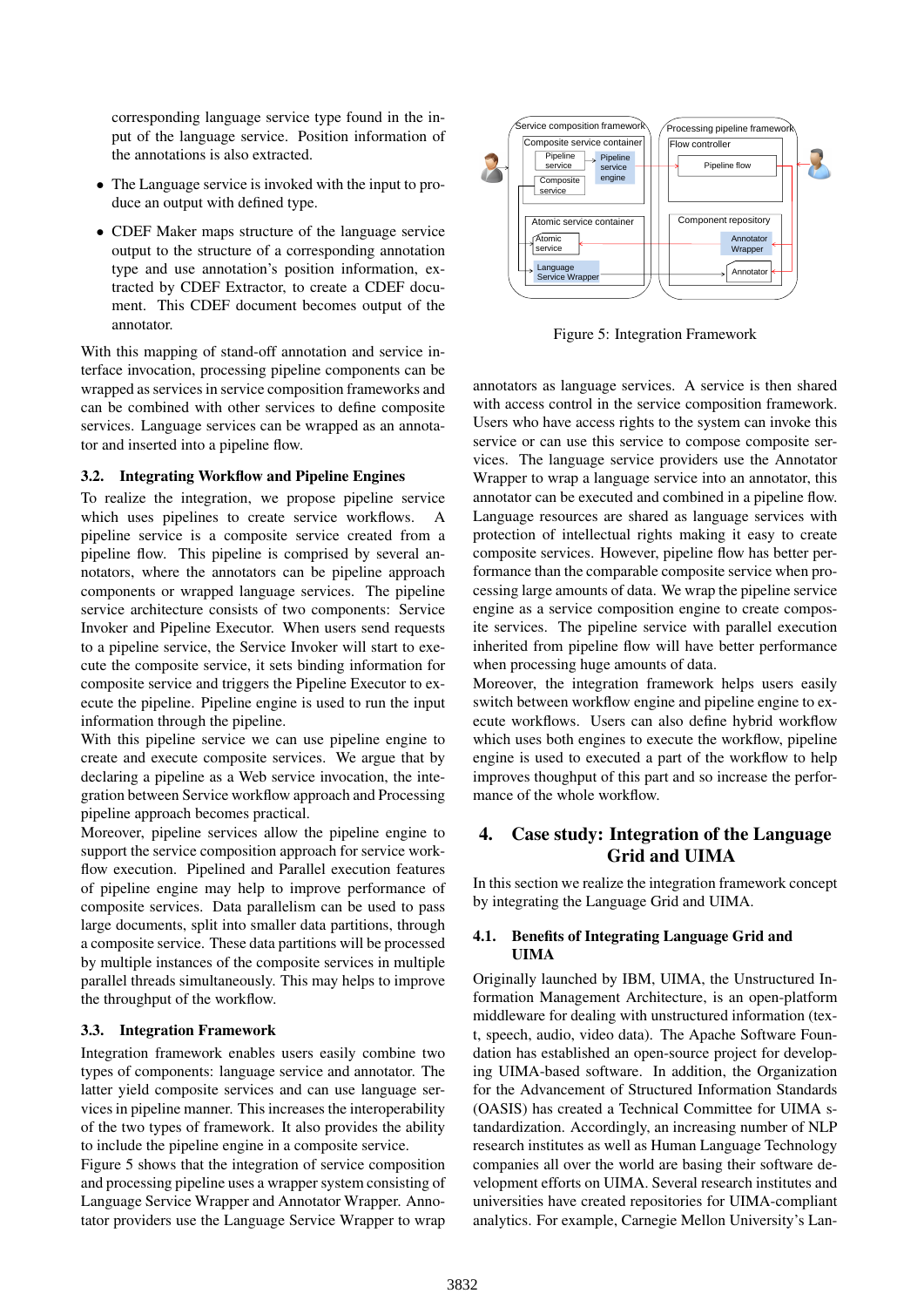corresponding language service type found in the input of the language service. Position information of the annotations is also extracted.

- The Language service is invoked with the input to produce an output with defined type.
- CDEF Maker maps structure of the language service output to the structure of a corresponding annotation type and use annotation's position information, extracted by CDEF Extractor, to create a CDEF document. This CDEF document becomes output of the annotator.

With this mapping of stand-off annotation and service interface invocation, processing pipeline components can be wrapped as services in service composition frameworks and can be combined with other services to define composite services. Language services can be wrapped as an annotator and inserted into a pipeline flow.

### 3.2. Integrating Workflow and Pipeline Engines

To realize the integration, we propose pipeline service which uses pipelines to create service workflows. A pipeline service is a composite service created from a pipeline flow. This pipeline is comprised by several annotators, where the annotators can be pipeline approach components or wrapped language services. The pipeline service architecture consists of two components: Service Invoker and Pipeline Executor. When users send requests to a pipeline service, the Service Invoker will start to execute the composite service, it sets binding information for composite service and triggers the Pipeline Executor to execute the pipeline. Pipeline engine is used to run the input information through the pipeline.

With this pipeline service we can use pipeline engine to create and execute composite services. We argue that by declaring a pipeline as a Web service invocation, the integration between Service workflow approach and Processing pipeline approach becomes practical.

Moreover, pipeline services allow the pipeline engine to support the service composition approach for service workflow execution. Pipelined and Parallel execution features of pipeline engine may help to improve performance of composite services. Data parallelism can be used to pass large documents, split into smaller data partitions, through a composite service. These data partitions will be processed by multiple instances of the composite services in multiple parallel threads simultaneously. This may helps to improve the throughput of the workflow.

### 3.3. Integration Framework

Integration framework enables users easily combine two types of components: language service and annotator. The latter yield composite services and can use language services in pipeline manner. This increases the interoperability of the two types of framework. It also provides the ability to include the pipeline engine in a composite service.

Figure 5 shows that the integration of service composition and processing pipeline uses a wrapper system consisting of Language Service Wrapper and Annotator Wrapper. Annotator providers use the Language Service Wrapper to wrap

Figure 5: Integration Framework

annotators as language services. A service is then shared with access control in the service composition framework. Users who have access rights to the system can invoke this service or can use this service to compose composite services. The language service providers use the Annotator Wrapper to wrap a language service into an annotator, this annotator can be executed and combined in a pipeline flow. Language resources are shared as language services with protection of intellectual rights making it easy to create composite services. However, pipeline flow has better performance than the comparable composite service when processing large amounts of data. We wrap the pipeline service engine as a service composition engine to create composite services. The pipeline service with parallel execution inherited from pipeline flow will have better performance when processing huge amounts of data.

Moreover, the integration framework helps users easily switch between workflow engine and pipeline engine to execute workflows. Users can also define hybrid workflow which uses both engines to execute the workflow, pipeline engine is used to executed a part of the workflow to help improves thoughput of this part and so increase the performance of the whole workflow.

## 4. Case study: Integration of the Language Grid and UIMA

In this section we realize the integration framework concept by integrating the Language Grid and UIMA.

### 4.1. Benefits of Integrating Language Grid and UIMA

Originally launched by IBM, UIMA, the Unstructured Information Management Architecture, is an open-platform middleware for dealing with unstructured information (text, speech, audio, video data). The Apache Software Foundation has established an open-source project for developing UIMA-based software. In addition, the Organization for the Advancement of Structured Information Standards (OASIS) has created a Technical Committee for UIMA standardization. Accordingly, an increasing number of NLP research institutes as well as Human Language Technology companies all over the world are basing their software development efforts on UIMA. Several research institutes and universities have created repositories for UIMA-compliant analytics. For example, Carnegie Mellon University's Lan-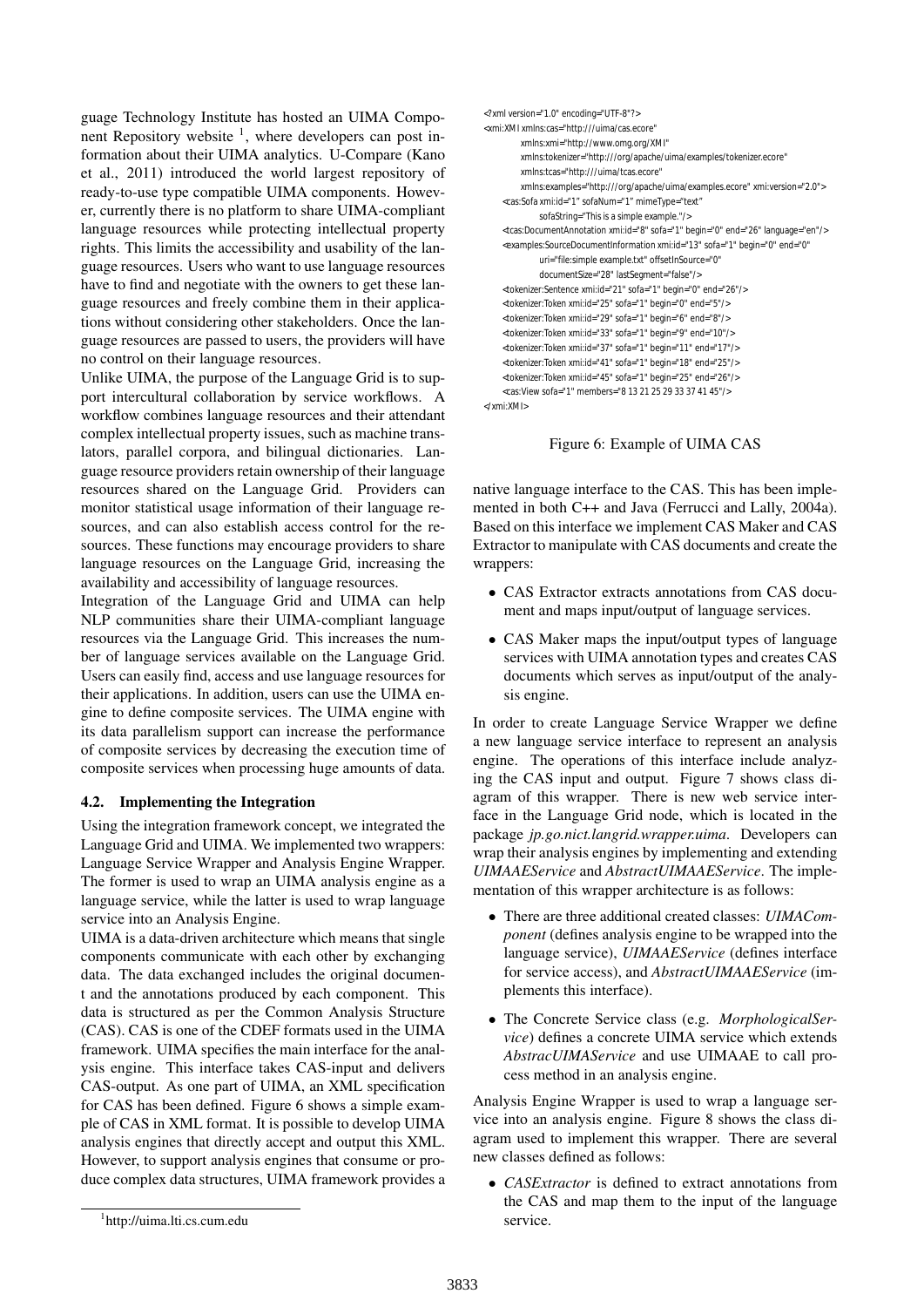guage Technology Institute has hosted an UIMA Component Repository website [1], where developers can post information about their UIMA analytics. U-Compare (Kano et al., 2011) introduced the world largest repository of ready-to-use type compatible UIMA components. However, currently there is no platform to share UIMA-compliant language resources while protecting intellectual property rights. This limits the accessibility and usability of the language resources. Users who want to use language resources have to find and negotiate with the owners to get these language resources and freely combine them in their applications without considering other stakeholders. Once the language resources are passed to users, the providers will have no control on their language resources.

Unlike UIMA, the purpose of the Language Grid is to support intercultural collaboration by service workflows. A workflow combines language resources and their attendant complex intellectual property issues, such as machine translators, parallel corpora, and bilingual dictionaries. Language resource providers retain ownership of their language resources shared on the Language Grid. Providers can monitor statistical usage information of their language resources, and can also establish access control for the resources. These functions may encourage providers to share language resources on the Language Grid, increasing the availability and accessibility of language resources.

Integration of the Language Grid and UIMA can help NLP communities share their UIMA-compliant language resources via the Language Grid. This increases the number of language services available on the Language Grid. Users can easily find, access and use language resources for their applications. In addition, users can use the UIMA engine to define composite services. The UIMA engine with its data parallelism support can increase the performance of composite services by decreasing the execution time of composite services when processing huge amounts of data.

### 4.2. Implementing the Integration

Using the integration framework concept, we integrated the Language Grid and UIMA. We implemented two wrappers: Language Service Wrapper and Analysis Engine Wrapper. The former is used to wrap an UIMA analysis engine as a language service, while the latter is used to wrap language service into an Analysis Engine.

UIMA is a data-driven architecture which means that single components communicate with each other by exchanging data. The data exchanged includes the original document and the annotations produced by each component. This data is structured as per the Common Analysis Structure (CAS). CAS is one of the CDEF formats used in the UIMA framework. UIMA specifies the main interface for the analysis engine. This interface takes CAS-input and delivers CAS-output. As one part of UIMA, an XML specification for CAS has been defined. Figure 6 shows a simple example of CAS in XML format. It is possible to develop UIMA analysis engines that directly accept and output this XML. However, to support analysis engines that consume or produce complex data structures, UIMA framework provides a native language interface to the CAS. This has been implemented in both C++ and Java (Ferrucci and Lally, 2004a). Based on this interface we implement CAS Maker and CAS Extractor to manipulate with CAS documents and create the wrappers:

```
<?xml version="1.0" encoding="UTF-8"?>
<xmi:XMI xmlns:cas="http:///uima/cas.ecore"
        xmlns:xmi="http://www.omg.org/XMI"
        xmlns:tokenizer="http:///org/apache/uima/examples/tokenizer.ecore"
        xmlns:tcas="http:///uima/tcas.ecore"
        xmlns:examples="http:///org/apache/uima/examples.ecore" xmi:version="2.0">
    <cas:Sofa xmi:id="1" sofaNum="1" mimeType="text"
            sofaString="This is a simple example."/>
    <tcas:DocumentAnnotation xmi:id="8" sofa="1" begin="0" end="26" language="en"/>
    <examples:SourceDocumentInformation xmi:id="13" sofa="1" begin="0" end="0"
            uri="file:simple example.txt" offsetInSource="0"
            documentSize="28" lastSegment="false"/>
    <tokenizer:Sentence xmi:id="21" sofa="1" begin="0" end="26"/>
    <tokenizer:Token xmi:id="25" sofa="1" begin="0" end="5"/>
    <tokenizer:Token xmi:id="29" sofa="1" begin="6" end="8"/>
    <tokenizer:Token xmi:id="33" sofa="1" begin="9" end="10"/>
    <tokenizer:Token xmi:id="37" sofa="1" begin="11" end="17"/>
    <tokenizer:Token xmi:id="41" sofa="1" begin="18" end="25"/>
    <tokenizer:Token xmi:id="45" sofa="1" begin="25" end="26"/>
    <cas:View sofa="1" members="8 13 21 25 29 33 37 41 45"/>
</xmi:XMI>
```

Figure 6: Example of UIMA CAS

- CAS Extractor extracts annotations from CAS document and maps input/output of language services.
- CAS Maker maps the input/output types of language services with UIMA annotation types and creates CAS documents which serves as input/output of the analysis engine.

In order to create Language Service Wrapper we define a new language service interface to represent an analysis engine. The operations of this interface include analyzing the CAS input and output. Figure 7 shows class diagram of this wrapper. There is new web service interface in the Language Grid node, which is located in the package *jp.go.nict.langrid.wrapper.uima*. Developers can wrap their analysis engines by implementing and extending *UIMAAEService* and *AbstractUIMAAEService*. The implementation of this wrapper architecture is as follows:

- There are three additional created classes: *UIMAComponent* (defines analysis engine to be wrapped into the language service), *UIMAAEService* (defines interface for service access), and *AbstractUIMAAEService* (implements this interface).
- The Concrete Service class (e.g. *MorphologicalService*) defines a concrete UIMA service which extends *AbstracUIMAService* and use UIMAAE to call process method in an analysis engine.

Analysis Engine Wrapper is used to wrap a language service into an analysis engine. Figure 8 shows the class diagram used to implement this wrapper. There are several new classes defined as follows:

- *CASExtractor* is defined to extract annotations from the CAS and map them to the input of the language service.

[1] http://uima.lti.cs.cum.edu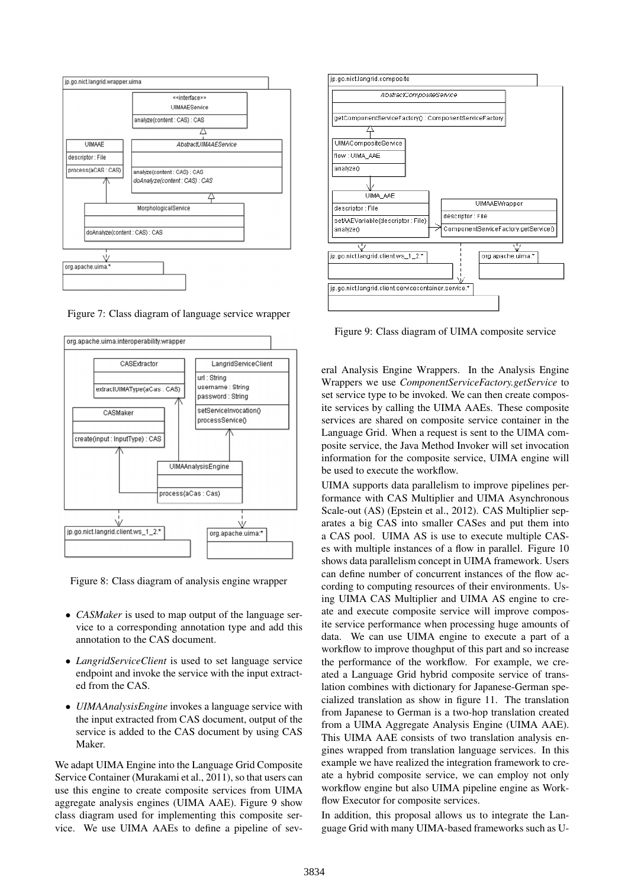Figure 7: Class diagram of language service wrapper

Figure 8: Class diagram of analysis engine wrapper

- *CASMaker* is used to map output of the language service to a corresponding annotation type and add this annotation to the CAS document.
- *LangridServiceClient* is used to set language service endpoint and invoke the service with the input extracted from the CAS.
- *UIMAAnalysisEngine* invokes a language service with the input extracted from CAS document, output of the service is added to the CAS document by using CAS Maker.

We adapt UIMA Engine into the Language Grid Composite Service Container (Murakami et al., 2011), so that users can use this engine to create composite services from UIMA aggregate analysis engines (UIMA AAE). Figure 9 show class diagram used for implementing this composite service. We use UIMA AAEs to define a pipeline of several Analysis Engine Wrappers. In the Analysis Engine Wrappers we use *ComponentServiceFactory.getService* to set service type to be invoked. We can then create composite services by calling the UIMA AAEs. These composite services are shared on composite service container in the Language Grid. When a request is sent to the UIMA composite service, the Java Method Invoker will set invocation information for the composite service, UIMA engine will be used to execute the workflow.

Figure 9: Class diagram of UIMA composite service

UIMA supports data parallelism to improve pipelines performance with CAS Multiplier and UIMA Asynchronous Scale-out (AS) (Epstein et al., 2012). CAS Multiplier separates a big CAS into smaller CASes and put them into a CAS pool. UIMA AS is use to execute multiple CASes with multiple instances of a flow in parallel. Figure 10 shows data parallelism concept in UIMA framework. Users can define number of concurrent instances of the flow according to computing resources of their environments. Using UIMA CAS Multiplier and UIMA AS engine to create and execute composite service will improve composite service performance when processing huge amounts of data. We can use UIMA engine to execute a part of a workflow to improve thoughput of this part and so increase the performance of the workflow. For example, we created a Language Grid hybrid composite service of translation combines with dictionary for Japanese-German specialized translation as show in figure 11. The translation from Japanese to German is a two-hop translation created from a UIMA Aggregate Analysis Engine (UIMA AAE). This UIMA AAE consists of two translation analysis engines wrapped from translation language services. In this example we have realized the integration framework to create a hybrid composite service, we can employ not only workflow engine but also UIMA pipeline engine as Workflow Executor for composite services.

In addition, this proposal allows us to integrate the Language Grid with many UIMA-based frameworks such as U-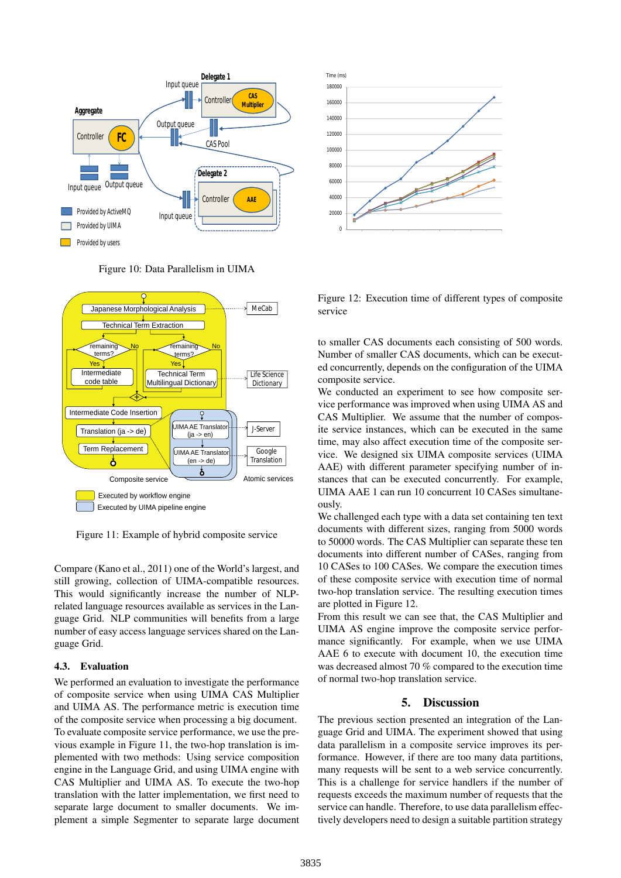Figure 10: Data Parallelism in UIMA

Figure 11: Example of hybrid composite service

Compare (Kano et al., 2011) one of the World's largest, and still growing, collection of UIMA-compatible resources. This would significantly increase the number of NLP-related language resources available as services in the Language Grid. NLP communities will benefits from a large number of easy access language services shared on the Language Grid.

### 4.3. Evaluation

We performed an evaluation to investigate the performance of composite service when using UIMA CAS Multiplier and UIMA AS. The performance metric is execution time of the composite service when processing a big document. To evaluate composite service performance, we use the previous example in Figure 11, the two-hop translation is implemented with two methods: Using service composition engine in the Language Grid, and using UIMA engine with CAS Multiplier and UIMA AS. To execute the two-hop translation with the latter implementation, we first need to separate large document to smaller documents. We implement a simple Segmenter to separate large document to smaller CAS documents each consisting of 500 words. Number of smaller CAS documents, which can be executed concurrently, depends on the configuration of the UIMA composite service.

Figure 12: Execution time of different types of composite service

We conducted an experiment to see how composite service performance was improved when using UIMA AS and CAS Multiplier. We assume that the number of composite service instances, which can be executed in the same time, may also affect execution time of the composite service. We designed six UIMA composite services (UIMA AAE) with different parameter specifying number of instances that can be executed concurrently. For example, UIMA AAE 1 can run 10 concurrent 10 CASes simultaneously.

We challenged each type with a data set containing ten text documents with different sizes, ranging from 5000 words to 50000 words. The CAS Multiplier can separate these ten documents into different number of CASes, ranging from 10 CASes to 100 CASes. We compare the execution times of these composite service with execution time of normal two-hop translation service. The resulting execution times are plotted in Figure 12.

From this result we can see that, the CAS Multiplier and UIMA AS engine improve the composite service performance significantly. For example, when we use UIMA AAE 6 to execute with document 10, the execution time was decreased almost 70 % compared to the execution time of normal two-hop translation service.

## 5. Discussion

The previous section presented an integration of the Language Grid and UIMA. The experiment showed that using data parallelism in a composite service improves its performance. However, if there are too many data partitions, many requests will be sent to a web service concurrently. This is a challenge for service handlers if the number of requests exceeds the maximum number of requests that the service can handle. Therefore, to use data parallelism effectively developers need to design a suitable partition strategy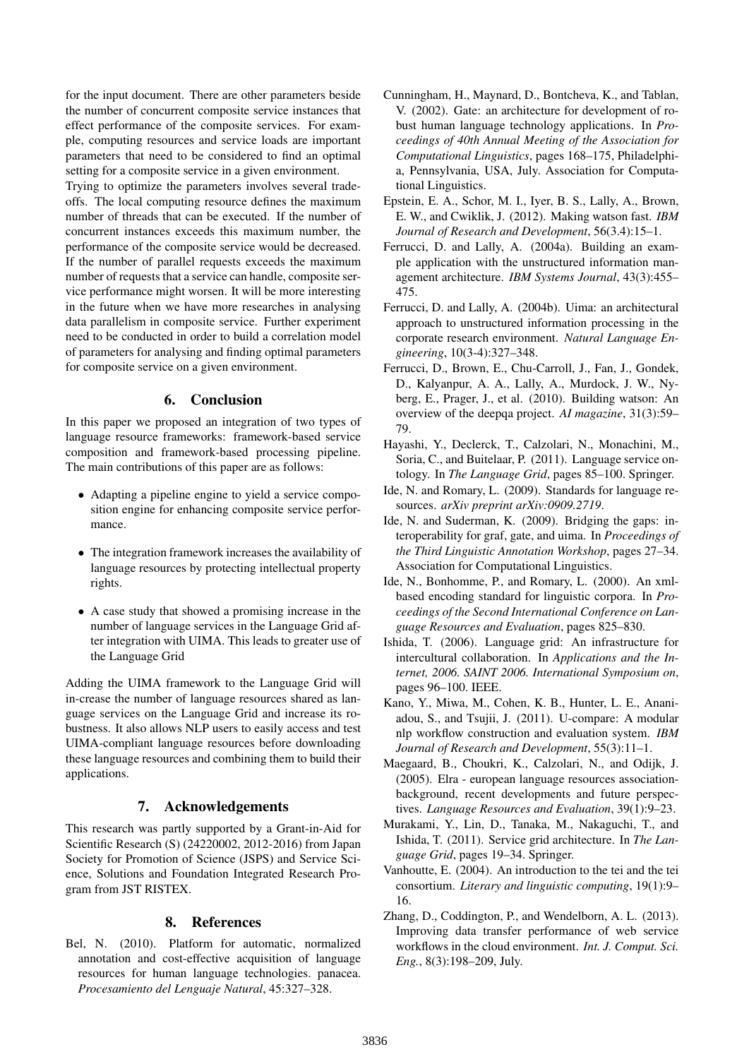for the input document. There are other parameters beside the number of concurrent composite service instances that effect performance of the composite services. For example, computing resources and service loads are important parameters that need to be considered to find an optimal setting for a composite service in a given environment.

Trying to optimize the parameters involves several tradeoffs. The local computing resource defines the maximum number of threads that can be executed. If the number of concurrent instances exceeds this maximum number, the performance of the composite service would be decreased. If the number of parallel requests exceeds the maximum number of requests that a service can handle, composite service performance might worsen. It will be more interesting in the future when we have more researches in analysing data parallelism in composite service. Further experiment need to be conducted in order to build a correlation model of parameters for analysing and finding optimal parameters for composite service on a given environment.

## 6. Conclusion

In this paper we proposed an integration of two types of language resource frameworks: framework-based service composition and framework-based processing pipeline. The main contributions of this paper are as follows:

- Adapting a pipeline engine to yield a service composition engine for enhancing composite service performance.
- The integration framework increases the availability of language resources by protecting intellectual property rights.
- A case study that showed a promising increase in the number of language services in the Language Grid after integration with UIMA. This leads to greater use of the Language Grid

Adding the UIMA framework to the Language Grid will in-crease the number of language resources shared as language services on the Language Grid and increase its robustness. It also allows NLP users to easily access and test UIMA-compliant language resources before downloading these language resources and combining them to build their applications.

## 7. Acknowledgements

This research was partly supported by a Grant-in-Aid for Scientific Research (S) (24220002, 2012-2016) from Japan Society for Promotion of Science (JSPS) and Service Science, Solutions and Foundation Integrated Research Program from JST RISTEX.

## 8. References

Bel, N. (2010). Platform for automatic, normalized annotation and cost-effective acquisition of language resources for human language technologies. panacea. *Procesamiento del Lenguaje Natural*, 45:327–328.

Cunningham, H., Maynard, D., Bontcheva, K., and Tablan, V. (2002). Gate: an architecture for development of robust human language technology applications. In *Proceedings of 40th Annual Meeting of the Association for Computational Linguistics*, pages 168–175, Philadelphia, Pennsylvania, USA, July. Association for Computational Linguistics.

Epstein, E. A., Schor, M. I., Iyer, B. S., Lally, A., Brown, E. W., and Cwiklik, J. (2012). Making watson fast. *IBM Journal of Research and Development*, 56(3.4):15–1.

Ferrucci, D. and Lally, A. (2004a). Building an example application with the unstructured information management architecture. *IBM Systems Journal*, 43(3):455–475.

Ferrucci, D. and Lally, A. (2004b). Uima: an architectural approach to unstructured information processing in the corporate research environment. *Natural Language Engineering*, 10(3-4):327–348.

Ferrucci, D., Brown, E., Chu-Carroll, J., Fan, J., Gondek, D., Kalyanpur, A. A., Lally, A., Murdock, J. W., Nyberg, E., Prager, J., et al. (2010). Building watson: An overview of the deepqa project. *AI magazine*, 31(3):59–79.

Hayashi, Y., Declerck, T., Calzolari, N., Monachini, M., Soria, C., and Buitelaar, P. (2011). Language service ontology. In *The Language Grid*, pages 85–100. Springer.

Ide, N. and Romary, L. (2009). Standards for language resources. *arXiv preprint arXiv:0909.2719*.

Ide, N. and Suderman, K. (2009). Bridging the gaps: interoperability for graf, gate, and uima. In *Proceedings of the Third Linguistic Annotation Workshop*, pages 27–34. Association for Computational Linguistics.

Ide, N., Bonhomme, P., and Romary, L. (2000). An xml-based encoding standard for linguistic corpora. In *Proceedings of the Second International Conference on Language Resources and Evaluation*, pages 825–830.

Ishida, T. (2006). Language grid: An infrastructure for intercultural collaboration. In *Applications and the Internet, 2006. SAINT 2006. International Symposium on*, pages 96–100. IEEE.

Kano, Y., Miwa, M., Cohen, K. B., Hunter, L. E., Ananiadou, S., and Tsujii, J. (2011). U-compare: A modular nlp workflow construction and evaluation system. *IBM Journal of Research and Development*, 55(3):11–1.

Maegaard, B., Choukri, K., Calzolari, N., and Odijk, J. (2005). Elra - european language resources association-background, recent developments and future perspectives. *Language Resources and Evaluation*, 39(1):9–23.

Murakami, Y., Lin, D., Tanaka, M., Nakaguchi, T., and Ishida, T. (2011). Service grid architecture. In *The Language Grid*, pages 19–34. Springer.

Vanhoutte, E. (2004). An introduction to the tei and the tei consortium. *Literary and linguistic computing*, 19(1):9–16.

Zhang, D., Coddington, P., and Wendelborn, A. L. (2013). Improving data transfer performance of web service workflows in the cloud environment. *Int. J. Comput. Sci. Eng.*, 8(3):198–209, July.